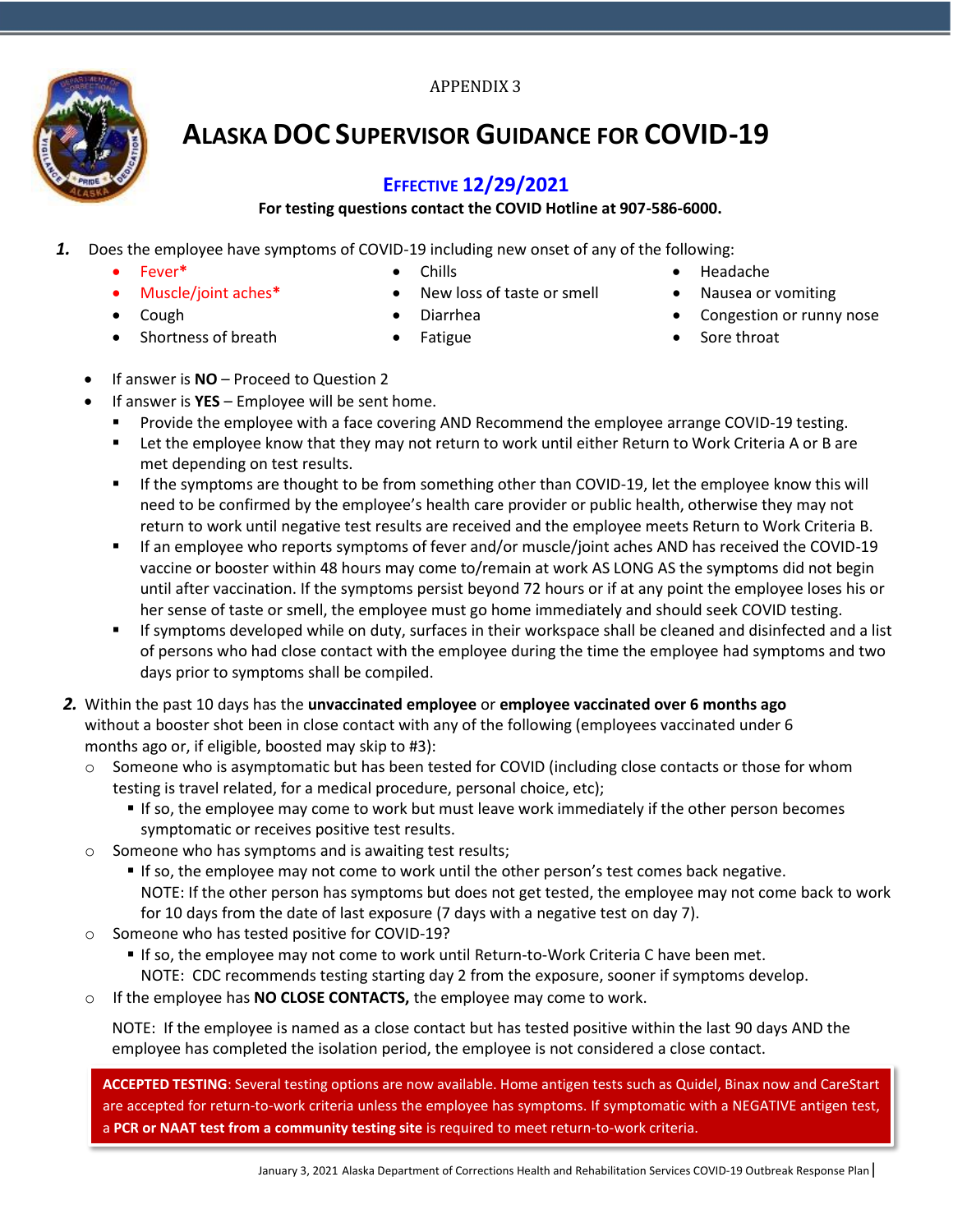APPENDIX 3

# ALASKA DOC SUPERVISOR GUIDANCE FOR COVID-19

## EFFECTIVE 12/29/2021

**For testing questions contact the COVID Hotline at 907-586-6000.**

1. Does the employee have symptoms of COVID-19 including new onset of any of the following:
   - Fever*
   - Muscle/joint aches*
   - Cough
   - Shortness of breath
   - Chills
   - New loss of taste or smell
   - Diarrhea
   - Fatigue
   - Headache
   - Nausea or vomiting
   - Congestion or runny nose
   - Sore throat

- If answer is **NO** – Proceed to Question 2
- If answer is **YES** – Employee will be sent home.
  - Provide the employee with a face covering AND Recommend the employee arrange COVID-19 testing.
  - Let the employee know that they may not return to work until either Return to Work Criteria A or B are met depending on test results.
  - If the symptoms are thought to be from something other than COVID-19, let the employee know this will need to be confirmed by the employee's health care provider or public health, otherwise they may not return to work until negative test results are received and the employee meets Return to Work Criteria B.
  - If an employee who reports symptoms of fever and/or muscle/joint aches AND has received the COVID-19 vaccine or booster within 48 hours may come to/remain at work AS LONG AS the symptoms did not begin until after vaccination. If the symptoms persist beyond 72 hours or if at any point the employee loses his or her sense of taste or smell, the employee must go home immediately and should seek COVID testing.
  - If symptoms developed while on duty, surfaces in their workspace shall be cleaned and disinfected and a list of persons who had close contact with the employee during the time the employee had symptoms and two days prior to symptoms shall be compiled.

2. Within the past 10 days has the **unvaccinated employee** or **employee vaccinated over 6 months ago** without a booster shot been in close contact with any of the following (employees vaccinated under 6 months ago or, if eligible, boosted may skip to #3):
   - Someone who is asymptomatic but has been tested for COVID (including close contacts or those for whom testing is travel related, for a medical procedure, personal choice, etc);
     - If so, the employee may come to work but must leave work immediately if the other person becomes symptomatic or receives positive test results.
   - Someone who has symptoms and is awaiting test results;
     - If so, the employee may not come to work until the other person's test comes back negative.
       NOTE: If the other person has symptoms but does not get tested, the employee may not come back to work for 10 days from the date of last exposure (7 days with a negative test on day 7).
   - Someone who has tested positive for COVID-19?
     - If so, the employee may not come to work until Return-to-Work Criteria C have been met.
       NOTE: CDC recommends testing starting day 2 from the exposure, sooner if symptoms develop.
   - If the employee has **NO CLOSE CONTACTS,** the employee may come to work.

   NOTE: If the employee is named as a close contact but has tested positive within the last 90 days AND the employee has completed the isolation period, the employee is not considered a close contact.

**ACCEPTED TESTING**: Several testing options are now available. Home antigen tests such as Quidel, Binax now and CareStart are accepted for return-to-work criteria unless the employee has symptoms. If symptomatic with a NEGATIVE antigen test, a **PCR or NAAT test from a community testing site** is required to meet return-to-work criteria.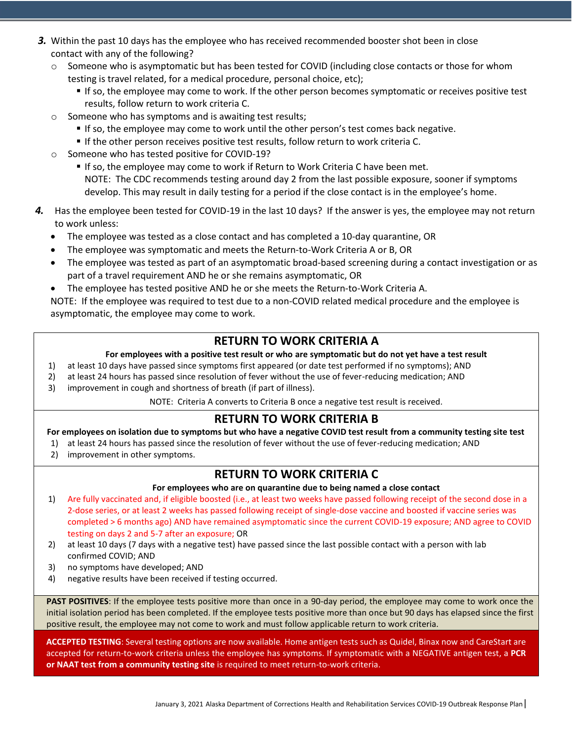**3.** Within the past 10 days has the employee who has received recommended booster shot been in close contact with any of the following?

- Someone who is asymptomatic but has been tested for COVID (including close contacts or those for whom testing is travel related, for a medical procedure, personal choice, etc);
  - If so, the employee may come to work. If the other person becomes symptomatic or receives positive test results, follow return to work criteria C.
- Someone who has symptoms and is awaiting test results;
  - If so, the employee may come to work until the other person's test comes back negative.
  - If the other person receives positive test results, follow return to work criteria C.
- Someone who has tested positive for COVID-19?
  - If so, the employee may come to work if Return to Work Criteria C have been met.
    NOTE: The CDC recommends testing around day 2 from the last possible exposure, sooner if symptoms develop. This may result in daily testing for a period if the close contact is in the employee's home.

**4.** Has the employee been tested for COVID-19 in the last 10 days? If the answer is yes, the employee may not return to work unless:

- The employee was tested as a close contact and has completed a 10-day quarantine, OR
- The employee was symptomatic and meets the Return-to-Work Criteria A or B, OR
- The employee was tested as part of an asymptomatic broad-based screening during a contact investigation or as part of a travel requirement AND he or she remains asymptomatic, OR
- The employee has tested positive AND he or she meets the Return-to-Work Criteria A.

NOTE: If the employee was required to test due to a non-COVID related medical procedure and the employee is asymptomatic, the employee may come to work.

## RETURN TO WORK CRITERIA A

**For employees with a positive test result or who are symptomatic but do not yet have a test result**

1) at least 10 days have passed since symptoms first appeared (or date test performed if no symptoms); AND
2) at least 24 hours has passed since resolution of fever without the use of fever-reducing medication; AND
3) improvement in cough and shortness of breath (if part of illness).

NOTE: Criteria A converts to Criteria B once a negative test result is received.

## RETURN TO WORK CRITERIA B

**For employees on isolation due to symptoms but who have a negative COVID test result from a community testing site test**

1) at least 24 hours has passed since the resolution of fever without the use of fever-reducing medication; AND
2) improvement in other symptoms.

## RETURN TO WORK CRITERIA C

**For employees who are on quarantine due to being named a close contact**

1) Are fully vaccinated and, if eligible boosted (i.e., at least two weeks have passed following receipt of the second dose in a 2-dose series, or at least 2 weeks has passed following receipt of single-dose vaccine and boosted if vaccine series was completed > 6 months ago) AND have remained asymptomatic since the current COVID-19 exposure; AND agree to COVID testing on days 2 and 5-7 after an exposure; OR
2) at least 10 days (7 days with a negative test) have passed since the last possible contact with a person with lab confirmed COVID; AND
3) no symptoms have developed; AND
4) negative results have been received if testing occurred.

**PAST POSITIVES**: If the employee tests positive more than once in a 90-day period, the employee may come to work once the initial isolation period has been completed. If the employee tests positive more than once but 90 days has elapsed since the first positive result, the employee may not come to work and must follow applicable return to work criteria.

**ACCEPTED TESTING**: Several testing options are now available. Home antigen tests such as Quidel, Binax now and CareStart are accepted for return-to-work criteria unless the employee has symptoms. If symptomatic with a NEGATIVE antigen test, a **PCR or NAAT test from a community testing site** is required to meet return-to-work criteria.